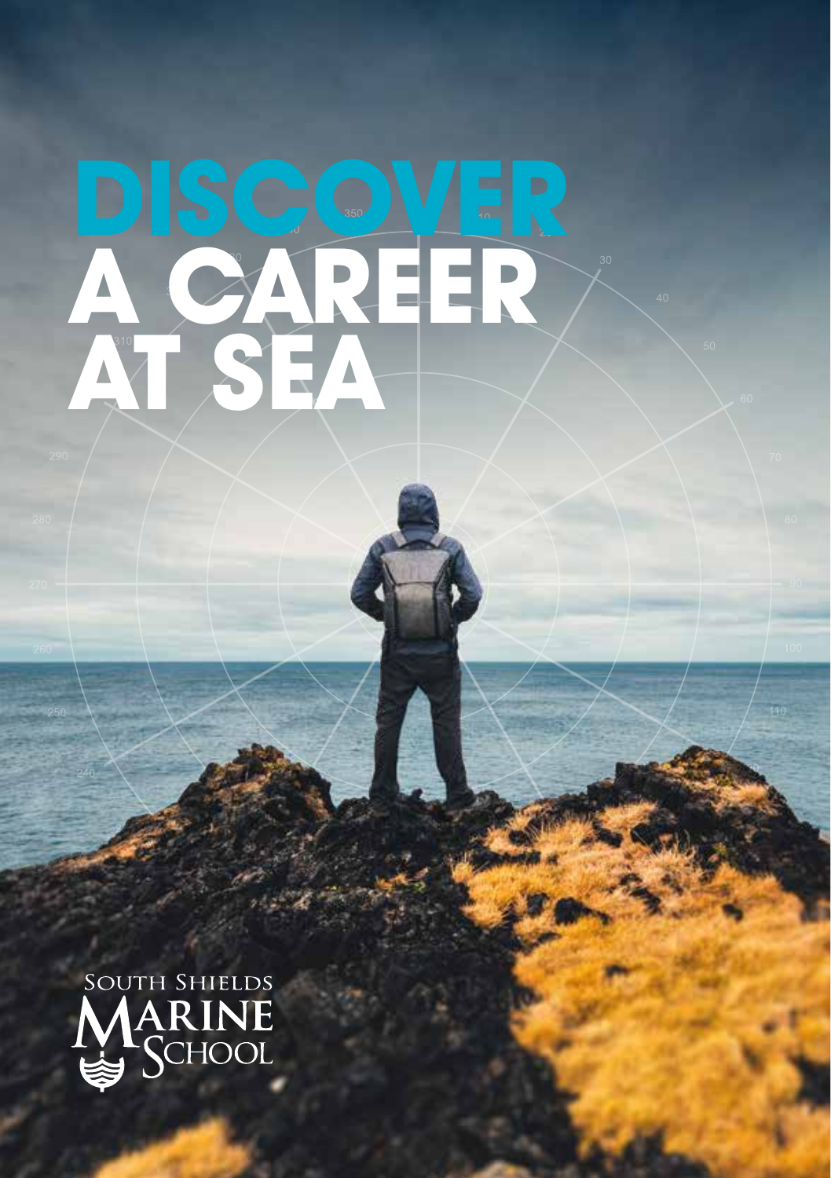# DISCOVER A CAREER AT SEA

SOUTH SHIELDS MARINE SCHOOL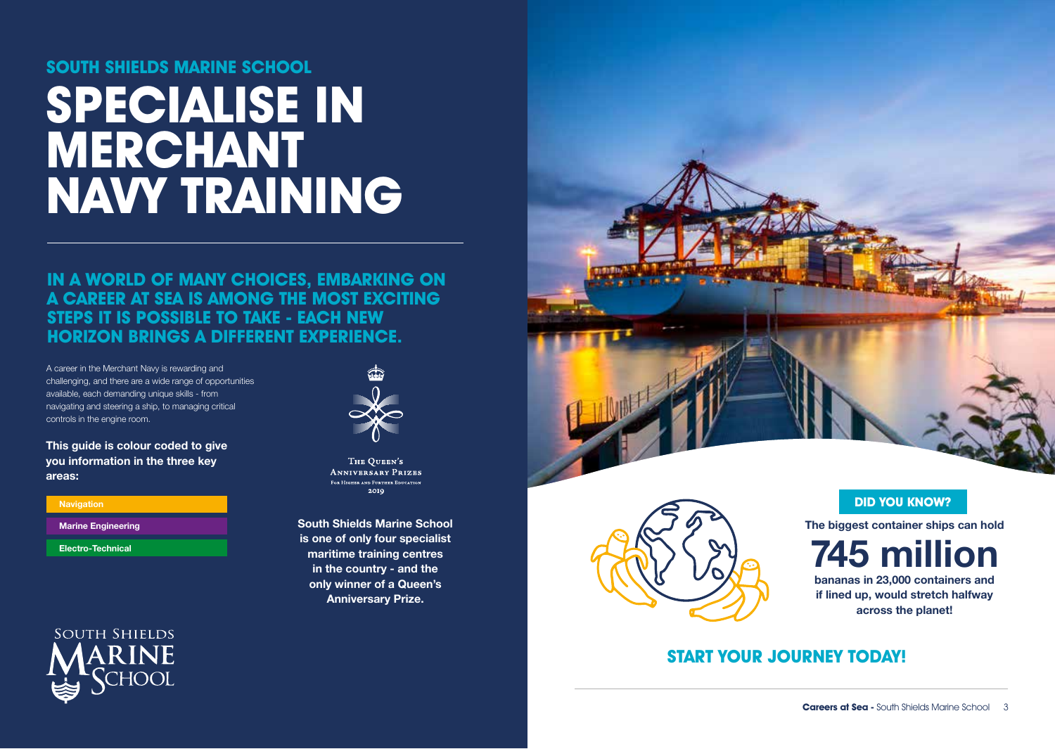## SOUTH SHIELDS MARINE SCHOOL

# SPECIALISE IN MERCHANT NAVY TRAINING

### IN A WORLD OF MANY CHOICES, EMBARKING ON A CAREER AT SEA IS AMONG THE MOST EXCITING STEPS IT IS POSSIBLE TO TAKE - EACH NEW HORIZON BRINGS A DIFFERENT EXPERIENCE.

A career in the Merchant Navy is rewarding and challenging, and there are a wide range of opportunities available, each demanding unique skills - from navigating and steering a ship, to managing critical controls in the engine room.

**This guide is colour coded to give you information in the three key areas:**

- **Navigation**
- **Marine Engineering**
- **Electro-Technical**

The Queen's Anniversary Prizes
For Higher and Further Education
2019

**South Shields Marine School is one of only four specialist maritime training centres in the country - and the only winner of a Queen's Anniversary Prize.**

South Shields Marine School

**DID YOU KNOW?**

**The biggest container ships can hold**

# 745 million

**bananas in 23,000 containers and if lined up, would stretch halfway across the planet!**

## START YOUR JOURNEY TODAY!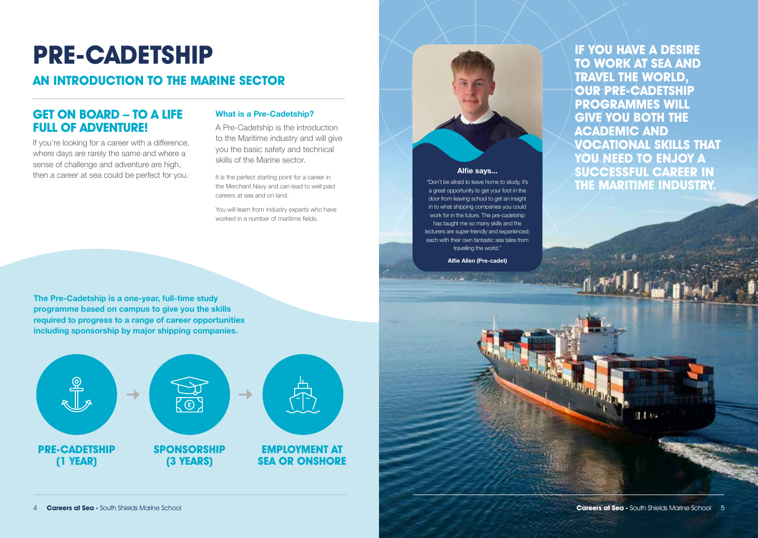# PRE-CADETSHIP

## AN INTRODUCTION TO THE MARINE SECTOR

### GET ON BOARD – TO A LIFE FULL OF ADVENTURE!

If you're looking for a career with a difference, where days are rarely the same and where a sense of challenge and adventure are high, then a career at sea could be perfect for you.

### What is a Pre-Cadetship?

A Pre-Cadetship is the introduction to the Maritime industry and will give you the basic safety and technical skills of the Marine sector.

It is the perfect starting point for a career in the Merchant Navy and can lead to well paid careers at sea and on land.

You will learn from industry experts who have worked in a number of maritime fields.

**The Pre-Cadetship is a one-year, full-time study programme based on campus to give you the skills required to progress to a range of career opportunities including sponsorship by major shipping companies.**

**PRE-CADETSHIP (1 YEAR)** → **SPONSORSHIP (3 YEARS)** → **EMPLOYMENT AT SEA OR ONSHORE**

**Alfie says...**

"Don't be afraid to leave home to study, it's a great opportunity to get your foot in the door from leaving school to get an insight in to what shipping companies you could work for in the future. The pre-cadetship has taught me so many skills and the lecturers are super-friendly and experienced; each with their own fantastic sea tales from travelling the world."

**Alfie Allen (Pre-cadet)**

**IF YOU HAVE A DESIRE TO WORK AT SEA AND TRAVEL THE WORLD, OUR PRE-CADETSHIP PROGRAMMES WILL GIVE YOU BOTH THE ACADEMIC AND VOCATIONAL SKILLS THAT YOU NEED TO ENJOY A SUCCESSFUL CAREER IN THE MARITIME INDUSTRY.**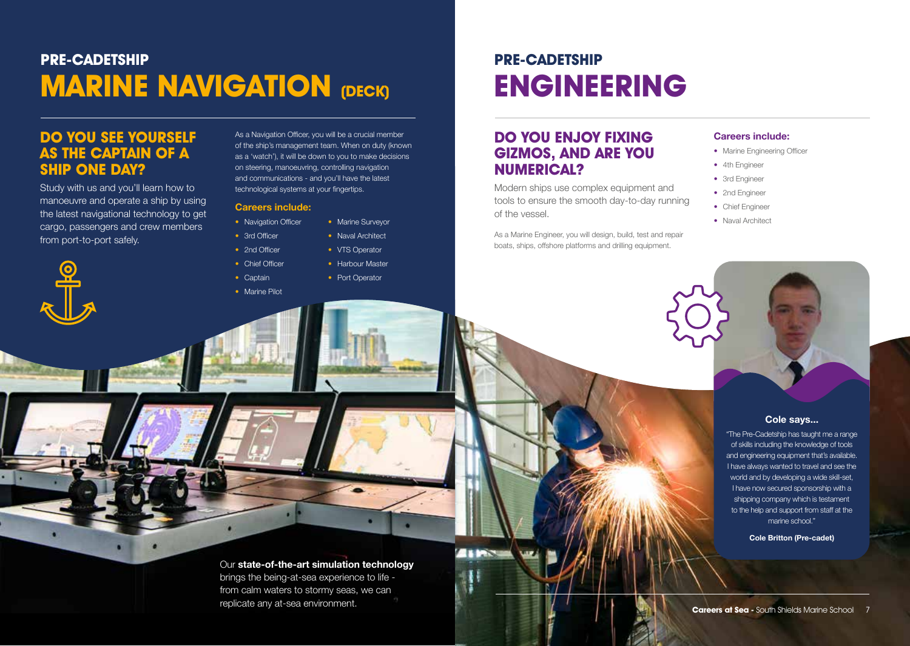## PRE-CADETSHIP

# MARINE NAVIGATION (DECK)

### DO YOU SEE YOURSELF AS THE CAPTAIN OF A SHIP ONE DAY?

Study with us and you'll learn how to manoeuvre and operate a ship by using the latest navigational technology to get cargo, passengers and crew members from port-to-port safely.

As a Navigation Officer, you will be a crucial member of the ship's management team. When on duty (known as a 'watch'), it will be down to you to make decisions on steering, manoeuvring, controlling navigation and communications - and you'll have the latest technological systems at your fingertips.

**Careers include:**

- Navigation Officer
- 3rd Officer
- 2nd Officer
- Chief Officer
- Captain
- Marine Pilot
- Marine Surveyor
- Naval Architect
- VTS Operator
- Harbour Master
- Port Operator

Our **state-of-the-art simulation technology** brings the being-at-sea experience to life - from calm waters to stormy seas, we can replicate any at-sea environment.

## PRE-CADETSHIP

# ENGINEERING

### DO YOU ENJOY FIXING GIZMOS, AND ARE YOU NUMERICAL?

Modern ships use complex equipment and tools to ensure the smooth day-to-day running of the vessel.

As a Marine Engineer, you will design, build, test and repair boats, ships, offshore platforms and drilling equipment.

**Careers include:**

- Marine Engineering Officer
- 4th Engineer
- 3rd Engineer
- 2nd Engineer
- Chief Engineer
- Naval Architect

**Cole says...**

"The Pre-Cadetship has taught me a range of skills including the knowledge of tools and engineering equipment that's available. I have always wanted to travel and see the world and by developing a wide skill-set, I have now secured sponsorship with a shipping company which is testament to the help and support from staff at the marine school."

**Cole Britton (Pre-cadet)**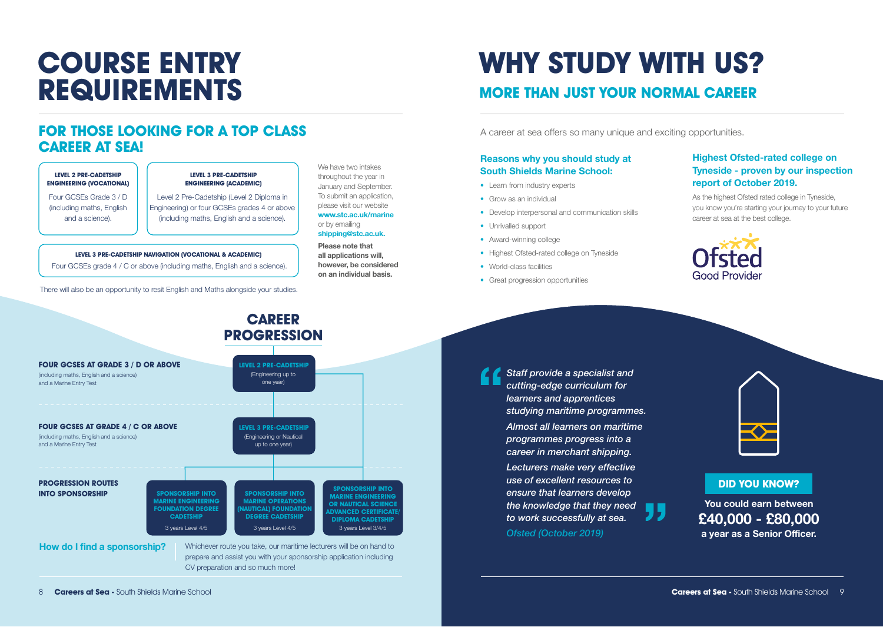# COURSE ENTRY REQUIREMENTS

## FOR THOSE LOOKING FOR A TOP CLASS CAREER AT SEA!

**LEVEL 2 PRE-CADETSHIP ENGINEERING (VOCATIONAL)**

Four GCSEs Grade 3 / D (including maths, English and a science).

**LEVEL 3 PRE-CADETSHIP ENGINEERING (ACADEMIC)**

Level 2 Pre-Cadetship (Level 2 Diploma in Engineering) or four GCSEs grades 4 or above (including maths, English and a science).

**LEVEL 3 PRE-CADETSHIP NAVIGATION (VOCATIONAL & ACADEMIC)**

Four GCSEs grade 4 / C or above (including maths, English and a science).

There will also be an opportunity to resit English and Maths alongside your studies.

We have two intakes throughout the year in January and September. To submit an application, please visit our website **www.stc.ac.uk/marine** or by emailing **shipping@stc.ac.uk.**

**Please note that all applications will, however, be considered on an individual basis.**

## CAREER PROGRESSION

**FOUR GCSES AT GRADE 3 / D OR ABOVE**
(including maths, English and a science) and a Marine Entry Test

→ **LEVEL 2 PRE-CADETSHIP** (Engineering up to one year)

**FOUR GCSES AT GRADE 4 / C OR ABOVE**
(including maths, English and a science) and a Marine Entry Test

→ **LEVEL 3 PRE-CADETSHIP** (Engineering or Nautical up to one year)

**PROGRESSION ROUTES INTO SPONSORSHIP**

- **SPONSORSHIP INTO MARINE ENGINEERING FOUNDATION DEGREE CADETSHIP** – 3 years Level 4/5
- **SPONSORSHIP INTO MARINE OPERATIONS (NAUTICAL) FOUNDATION DEGREE CADETSHIP** – 3 years Level 4/5
- **SPONSORSHIP INTO MARINE ENGINEERING OR NAUTICAL SCIENCE ADVANCED CERTIFICATE/ DIPLOMA CADETSHIP** – 3 years Level 3/4/5

**How do I find a sponsorship?**

Whichever route you take, our maritime lecturers will be on hand to prepare and assist you with your sponsorship application including CV preparation and so much more!

# WHY STUDY WITH US?

## MORE THAN JUST YOUR NORMAL CAREER

A career at sea offers so many unique and exciting opportunities.

### Reasons why you should study at South Shields Marine School:

- Learn from industry experts
- Grow as an individual
- Develop interpersonal and communication skills
- Unrivalled support
- Award-winning college
- Highest Ofsted-rated college on Tyneside
- World-class facilities
- Great progression opportunities

### Highest Ofsted-rated college on Tyneside - proven by our inspection report of October 2019.

As the highest Ofsted rated college in Tyneside, you know you're starting your journey to your future career at sea at the best college.

Ofsted Good Provider

> *Staff provide a specialist and cutting-edge curriculum for learners and apprentices studying maritime programmes.*
>
> *Almost all learners on maritime programmes progress into a career in merchant shipping.*
>
> *Lecturers make very effective use of excellent resources to ensure that learners develop the knowledge that they need to work successfully at sea.*
>
> *Ofsted (October 2019)*

**DID YOU KNOW?**

**You could earn between £40,000 - £80,000 a year as a Senior Officer.**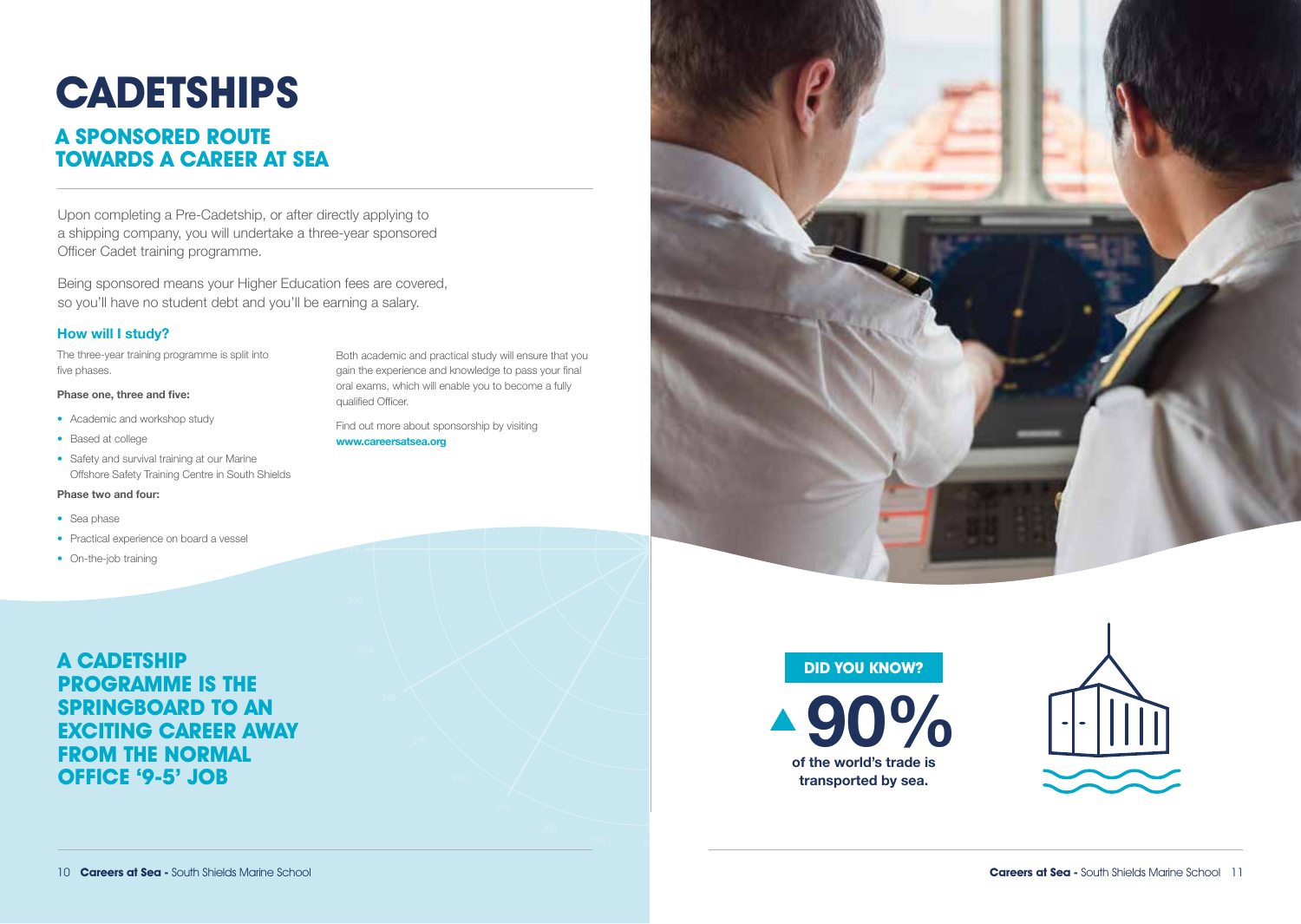# CADETSHIPS

## A SPONSORED ROUTE TOWARDS A CAREER AT SEA

Upon completing a Pre-Cadetship, or after directly applying to a shipping company, you will undertake a three-year sponsored Officer Cadet training programme.

Being sponsored means your Higher Education fees are covered, so you'll have no student debt and you'll be earning a salary.

### How will I study?

The three-year training programme is split into five phases.

**Phase one, three and five:**

- Academic and workshop study
- Based at college
- Safety and survival training at our Marine Offshore Safety Training Centre in South Shields

**Phase two and four:**

- Sea phase
- Practical experience on board a vessel
- On-the-job training

Both academic and practical study will ensure that you gain the experience and knowledge to pass your final oral exams, which will enable you to become a fully qualified Officer.

Find out more about sponsorship by visiting **www.careersatsea.org**

**A CADETSHIP PROGRAMME IS THE SPRINGBOARD TO AN EXCITING CAREER AWAY FROM THE NORMAL OFFICE '9-5' JOB**

**DID YOU KNOW?**

**90%**

**of the world's trade is transported by sea.**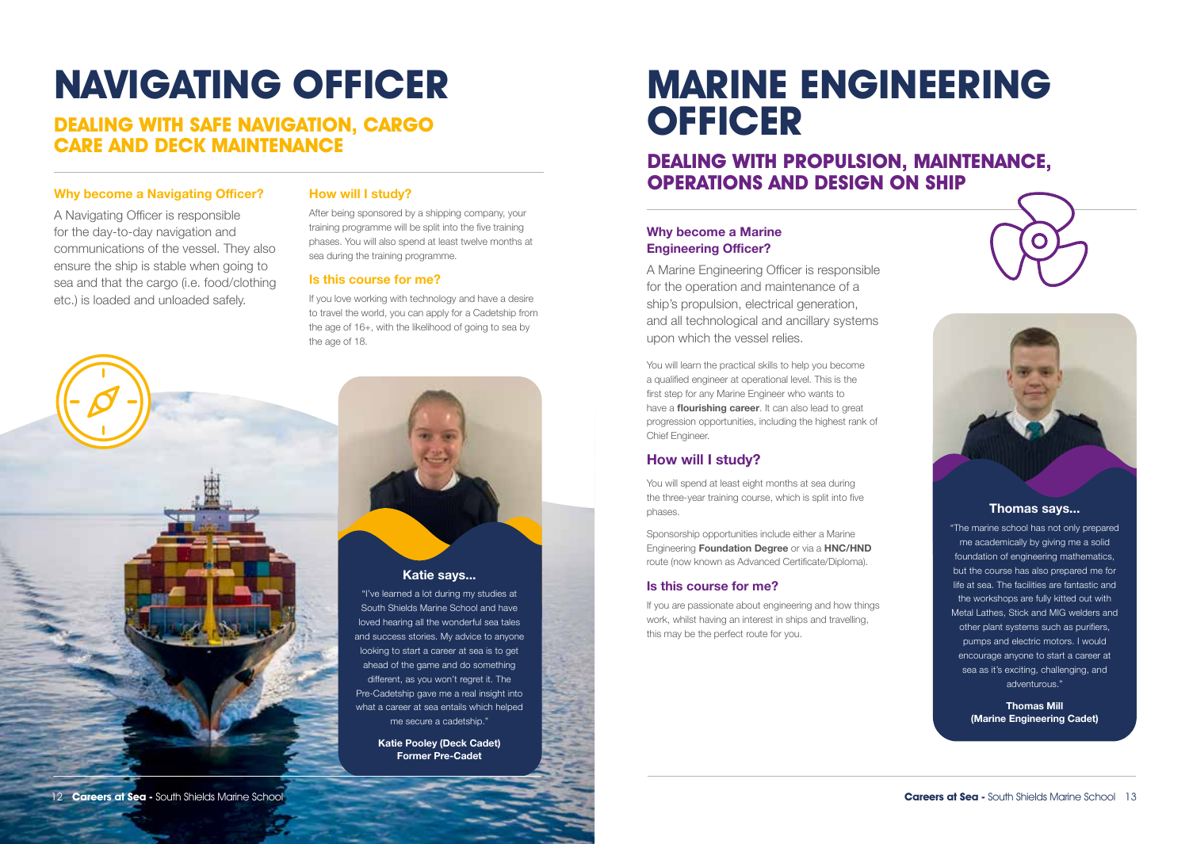# NAVIGATING OFFICER

## DEALING WITH SAFE NAVIGATION, CARGO CARE AND DECK MAINTENANCE

### Why become a Navigating Officer?

A Navigating Officer is responsible for the day-to-day navigation and communications of the vessel. They also ensure the ship is stable when going to sea and that the cargo (i.e. food/clothing etc.) is loaded and unloaded safely.

### How will I study?

After being sponsored by a shipping company, your training programme will be split into the five training phases. You will also spend at least twelve months at sea during the training programme.

### Is this course for me?

If you love working with technology and have a desire to travel the world, you can apply for a Cadetship from the age of 16+, with the likelihood of going to sea by the age of 18.

**Katie says...**

"I've learned a lot during my studies at South Shields Marine School and have loved hearing all the wonderful sea tales and success stories. My advice to anyone looking to start a career at sea is to get ahead of the game and do something different, as you won't regret it. The Pre-Cadetship gave me a real insight into what a career at sea entails which helped me secure a cadetship."

**Katie Pooley (Deck Cadet)**
**Former Pre-Cadet**

# MARINE ENGINEERING OFFICER

## DEALING WITH PROPULSION, MAINTENANCE, OPERATIONS AND DESIGN ON SHIP

### Why become a Marine Engineering Officer?

A Marine Engineering Officer is responsible for the operation and maintenance of a ship's propulsion, electrical generation, and all technological and ancillary systems upon which the vessel relies.

You will learn the practical skills to help you become a qualified engineer at operational level. This is the first step for any Marine Engineer who wants to have a **flourishing career**. It can also lead to great progression opportunities, including the highest rank of Chief Engineer.

### How will I study?

You will spend at least eight months at sea during the three-year training course, which is split into five phases.

Sponsorship opportunities include either a Marine Engineering **Foundation Degree** or via a **HNC/HND** route (now known as Advanced Certificate/Diploma).

### Is this course for me?

If you are passionate about engineering and how things work, whilst having an interest in ships and travelling, this may be the perfect route for you.

**Thomas says...**

"The marine school has not only prepared me academically by giving me a solid foundation of engineering mathematics, but the course has also prepared me for life at sea. The facilities are fantastic and the workshops are fully kitted out with Metal Lathes, Stick and MIG welders and other plant systems such as purifiers, pumps and electric motors. I would encourage anyone to start a career at sea as it's exciting, challenging, and adventurous."

**Thomas Mill**
**(Marine Engineering Cadet)**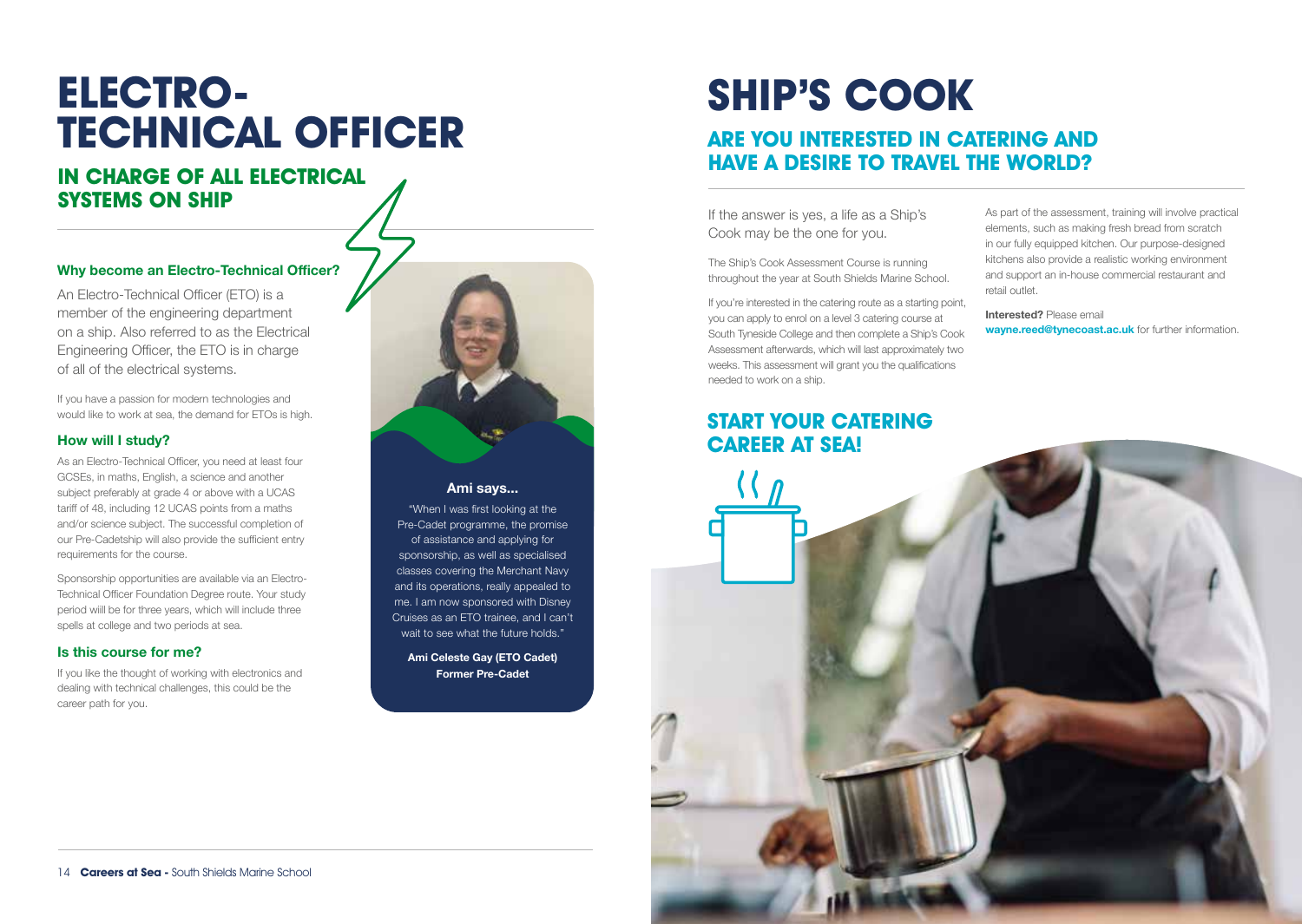# ELECTRO-TECHNICAL OFFICER

## IN CHARGE OF ALL ELECTRICAL SYSTEMS ON SHIP

### Why become an Electro-Technical Officer?

An Electro-Technical Officer (ETO) is a member of the engineering department on a ship. Also referred to as the Electrical Engineering Officer, the ETO is in charge of all of the electrical systems.

If you have a passion for modern technologies and would like to work at sea, the demand for ETOs is high.

### How will I study?

As an Electro-Technical Officer, you need at least four GCSEs, in maths, English, a science and another subject preferably at grade 4 or above with a UCAS tariff of 48, including 12 UCAS points from a maths and/or science subject. The successful completion of our Pre-Cadetship will also provide the sufficient entry requirements for the course.

Sponsorship opportunities are available via an Electro-Technical Officer Foundation Degree route. Your study period will be for three years, which will include three spells at college and two periods at sea.

### Is this course for me?

If you like the thought of working with electronics and dealing with technical challenges, this could be the career path for you.

**Ami says...**

"When I was first looking at the Pre-Cadet programme, the promise of assistance and applying for sponsorship, as well as specialised classes covering the Merchant Navy and its operations, really appealed to me. I am now sponsored with Disney Cruises as an ETO trainee, and I can't wait to see what the future holds."

**Ami Celeste Gay (ETO Cadet)**
**Former Pre-Cadet**

# SHIP'S COOK

## ARE YOU INTERESTED IN CATERING AND HAVE A DESIRE TO TRAVEL THE WORLD?

If the answer is yes, a life as a Ship's Cook may be the one for you.

The Ship's Cook Assessment Course is running throughout the year at South Shields Marine School.

If you're interested in the catering route as a starting point, you can apply to enrol on a level 3 catering course at South Tyneside College and then complete a Ship's Cook Assessment afterwards, which will last approximately two weeks. This assessment will grant you the qualifications needed to work on a ship.

As part of the assessment, training will involve practical elements, such as making fresh bread from scratch in our fully equipped kitchen. Our purpose-designed kitchens also provide a realistic working environment and support an in-house commercial restaurant and retail outlet.

**Interested?** Please email **wayne.reed@tynecoast.ac.uk** for further information.

## START YOUR CATERING CAREER AT SEA!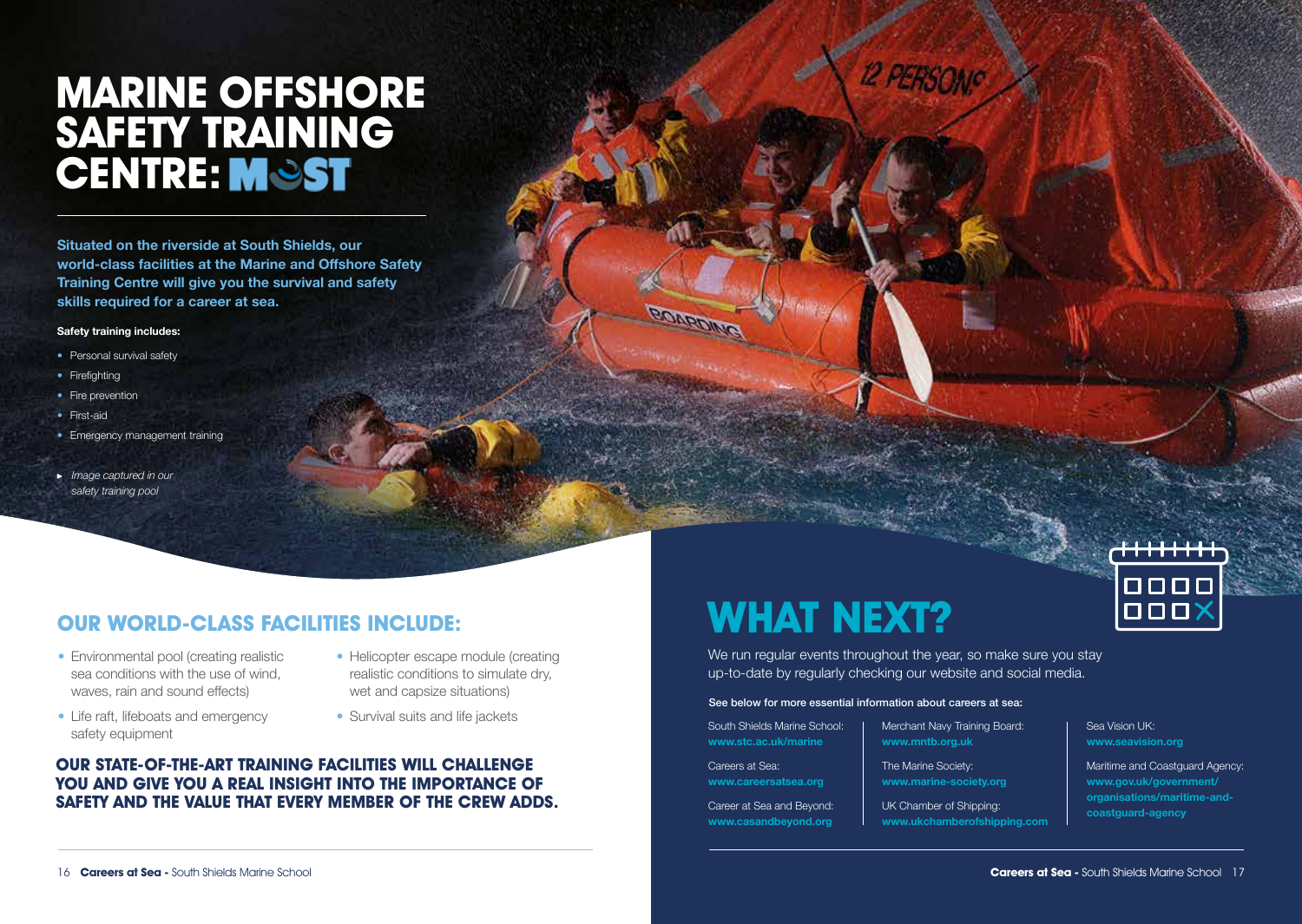# MARINE OFFSHORE SAFETY TRAINING CENTRE: MOST

**Situated on the riverside at South Shields, our world-class facilities at the Marine and Offshore Safety Training Centre will give you the survival and safety skills required for a career at sea.**

**Safety training includes:**

- Personal survival safety
- Firefighting
- Fire prevention
- First-aid
- Emergency management training

► *Image captured in our safety training pool*

## OUR WORLD-CLASS FACILITIES INCLUDE:

- Environmental pool (creating realistic sea conditions with the use of wind, waves, rain and sound effects)
- Life raft, lifeboats and emergency safety equipment
- Helicopter escape module (creating realistic conditions to simulate dry, wet and capsize situations)
- Survival suits and life jackets

**OUR STATE-OF-THE-ART TRAINING FACILITIES WILL CHALLENGE YOU AND GIVE YOU A REAL INSIGHT INTO THE IMPORTANCE OF SAFETY AND THE VALUE THAT EVERY MEMBER OF THE CREW ADDS.**

# WHAT NEXT?

We run regular events throughout the year, so make sure you stay up-to-date by regularly checking our website and social media.

**See below for more essential information about careers at sea:**

South Shields Marine School:
**www.stc.ac.uk/marine**

Careers at Sea:
**www.careersatsea.org**

Career at Sea and Beyond:
**www.casandbeyond.org**

Merchant Navy Training Board:
**www.mntb.org.uk**

The Marine Society:
**www.marine-society.org**

UK Chamber of Shipping:
**www.ukchamberofshipping.com**

Sea Vision UK:
**www.seavision.org**

Maritime and Coastguard Agency:
**www.gov.uk/government/organisations/maritime-and-coastguard-agency**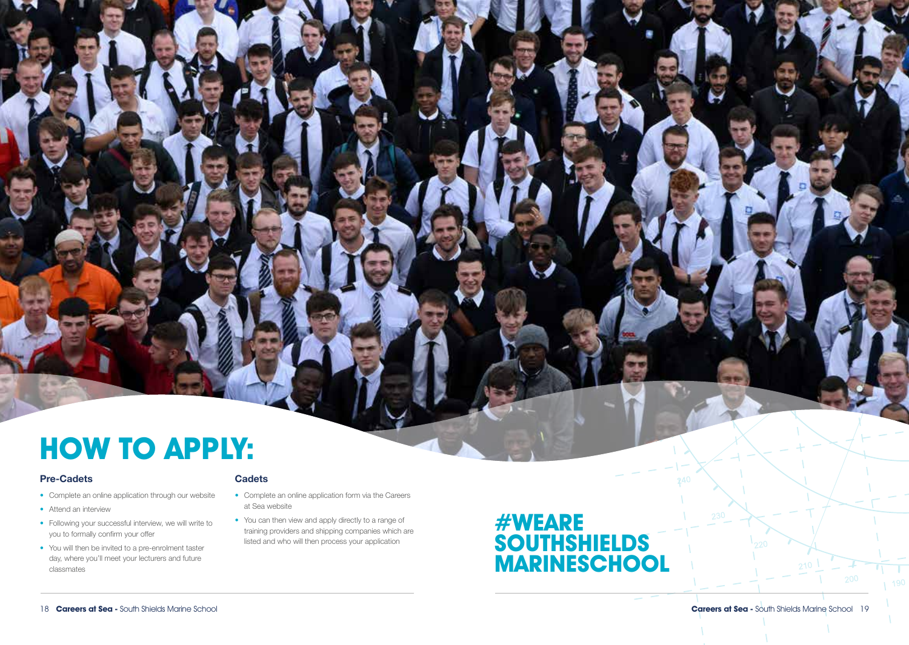# HOW TO APPLY:

### Pre-Cadets

- Complete an online application through our website
- Attend an interview
- Following your successful interview, we will write to you to formally confirm your offer
- You will then be invited to a pre-enrolment taster day, where you'll meet your lecturers and future classmates

### Cadets

- Complete an online application form via the Careers at Sea website
- You can then view and apply directly to a range of training providers and shipping companies which are listed and who will then process your application

## #WEARE SOUTHSHIELDS MARINESCHOOL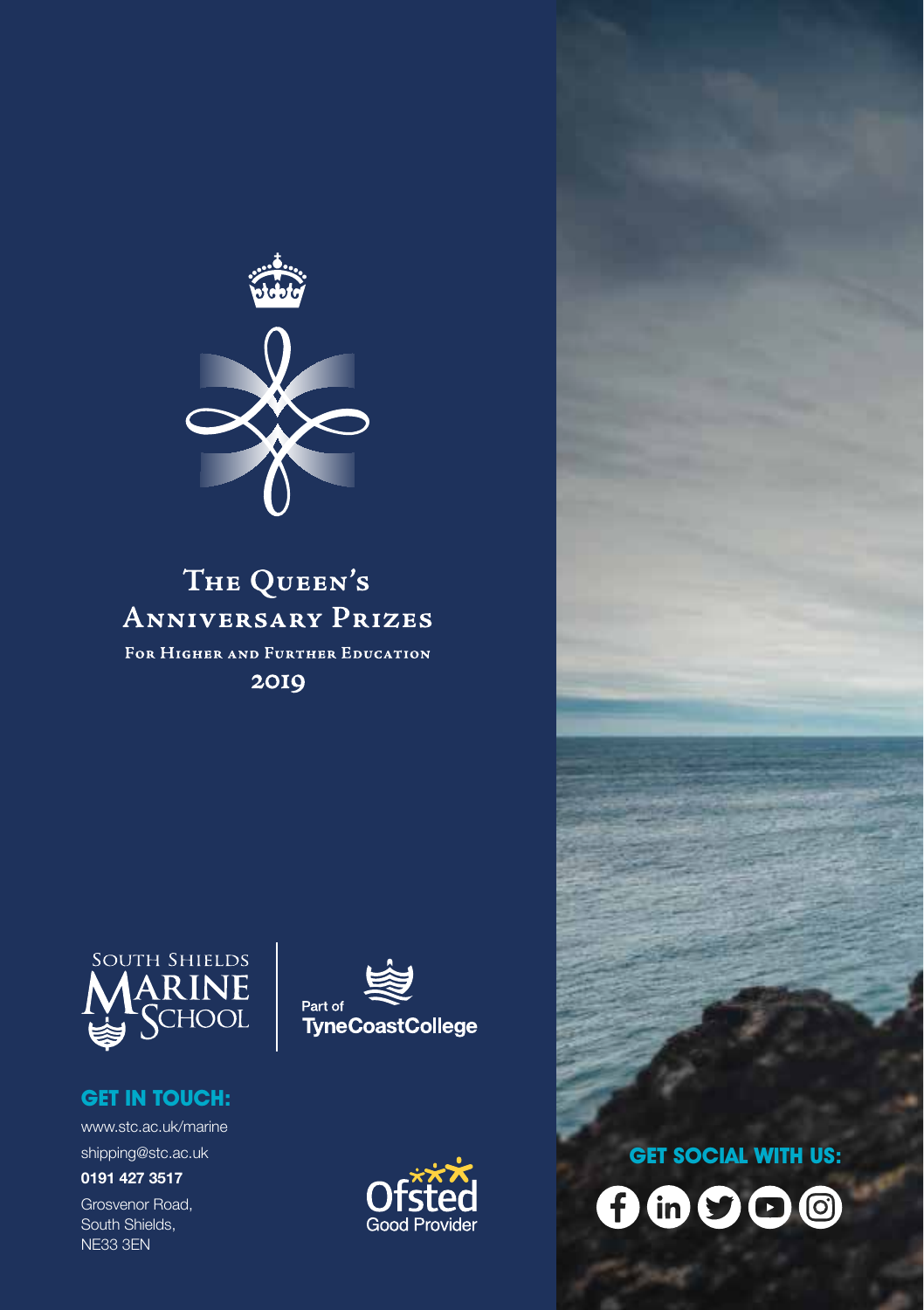# The Queen's Anniversary Prizes

For Higher and Further Education

2019

South Shields Marine School

Part of TyneCoastCollege

## GET IN TOUCH:

www.stc.ac.uk/marine

shipping@stc.ac.uk

**0191 427 3517**

Grosvenor Road,
South Shields,
NE33 3EN

Ofsted Good Provider

## GET SOCIAL WITH US: